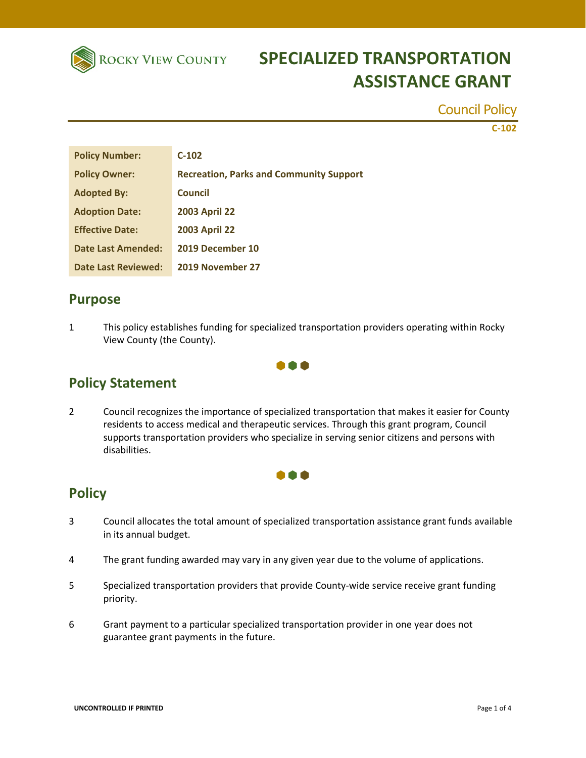Rocky View County

# SPECIALIZED TRANSPORTATION ASSISTANCE GRANT

Council Policy

C-102

| | |
|---|---|
| **Policy Number:** | **C-102** |
| **Policy Owner:** | **Recreation, Parks and Community Support** |
| **Adopted By:** | **Council** |
| **Adoption Date:** | **2003 April 22** |
| **Effective Date:** | **2003 April 22** |
| **Date Last Amended:** | **2019 December 10** |
| **Date Last Reviewed:** | **2019 November 27** |

## Purpose

1 This policy establishes funding for specialized transportation providers operating within Rocky View County (the County).

## Policy Statement

2 Council recognizes the importance of specialized transportation that makes it easier for County residents to access medical and therapeutic services. Through this grant program, Council supports transportation providers who specialize in serving senior citizens and persons with disabilities.

## Policy

3 Council allocates the total amount of specialized transportation assistance grant funds available in its annual budget.

4 The grant funding awarded may vary in any given year due to the volume of applications.

5 Specialized transportation providers that provide County-wide service receive grant funding priority.

6 Grant payment to a particular specialized transportation provider in one year does not guarantee grant payments in the future.

UNCONTROLLED IF PRINTED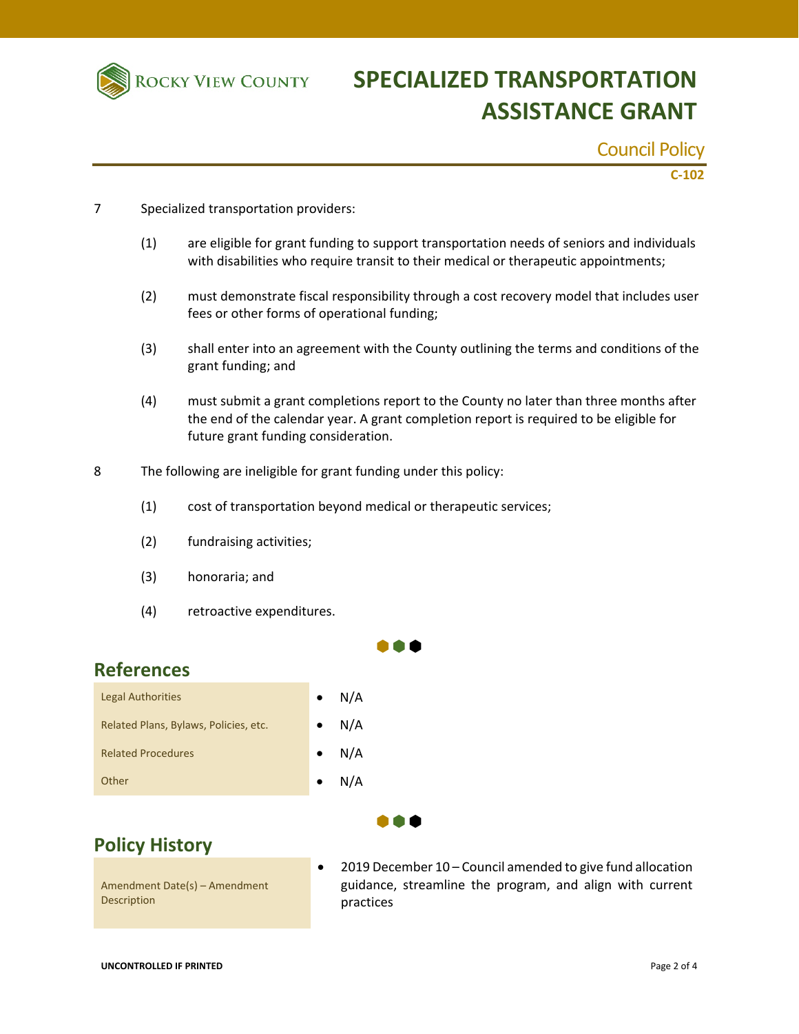7 Specialized transportation providers:

(1) are eligible for grant funding to support transportation needs of seniors and individuals with disabilities who require transit to their medical or therapeutic appointments;

(2) must demonstrate fiscal responsibility through a cost recovery model that includes user fees or other forms of operational funding;

(3) shall enter into an agreement with the County outlining the terms and conditions of the grant funding; and

(4) must submit a grant completions report to the County no later than three months after the end of the calendar year. A grant completion report is required to be eligible for future grant funding consideration.

8 The following are ineligible for grant funding under this policy:

(1) cost of transportation beyond medical or therapeutic services;

(2) fundraising activities;

(3) honoraria; and

(4) retroactive expenditures.

## References

| | |
|---|---|
| Legal Authorities | • N/A |
| Related Plans, Bylaws, Policies, etc. | • N/A |
| Related Procedures | • N/A |
| Other | • N/A |

## Policy History

| | |
|---|---|
| Amendment Date(s) – Amendment Description | • 2019 December 10 – Council amended to give fund allocation guidance, streamline the program, and align with current practices |

UNCONTROLLED IF PRINTED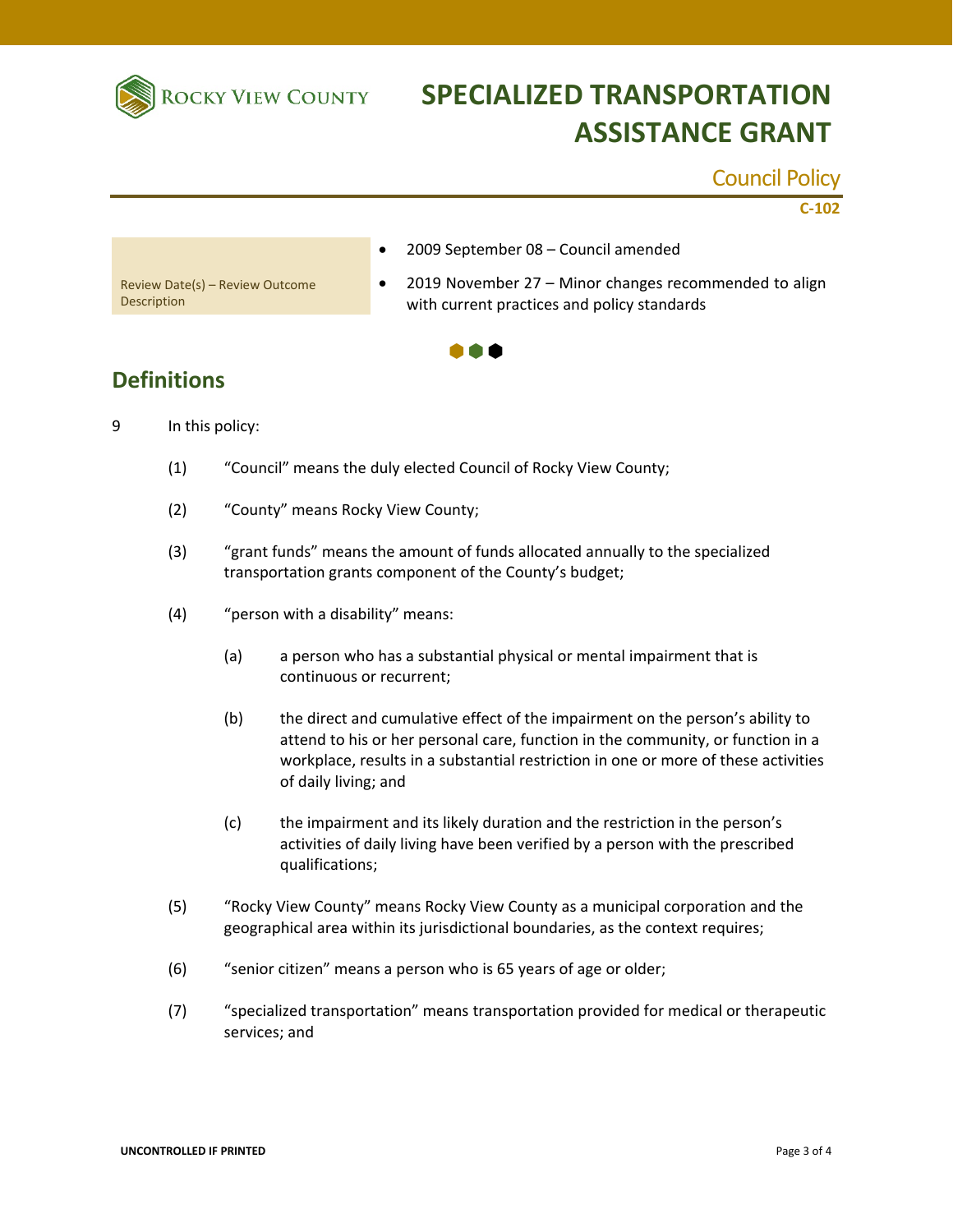| Review Date(s) – Review Outcome Description | • 2009 September 08 – Council amended<br>• 2019 November 27 – Minor changes recommended to align with current practices and policy standards |
|---|---|

## Definitions

9 In this policy:

(1) "Council" means the duly elected Council of Rocky View County;

(2) "County" means Rocky View County;

(3) "grant funds" means the amount of funds allocated annually to the specialized transportation grants component of the County's budget;

(4) "person with a disability" means:

(a) a person who has a substantial physical or mental impairment that is continuous or recurrent;

(b) the direct and cumulative effect of the impairment on the person's ability to attend to his or her personal care, function in the community, or function in a workplace, results in a substantial restriction in one or more of these activities of daily living; and

(c) the impairment and its likely duration and the restriction in the person's activities of daily living have been verified by a person with the prescribed qualifications;

(5) "Rocky View County" means Rocky View County as a municipal corporation and the geographical area within its jurisdictional boundaries, as the context requires;

(6) "senior citizen" means a person who is 65 years of age or older;

(7) "specialized transportation" means transportation provided for medical or therapeutic services; and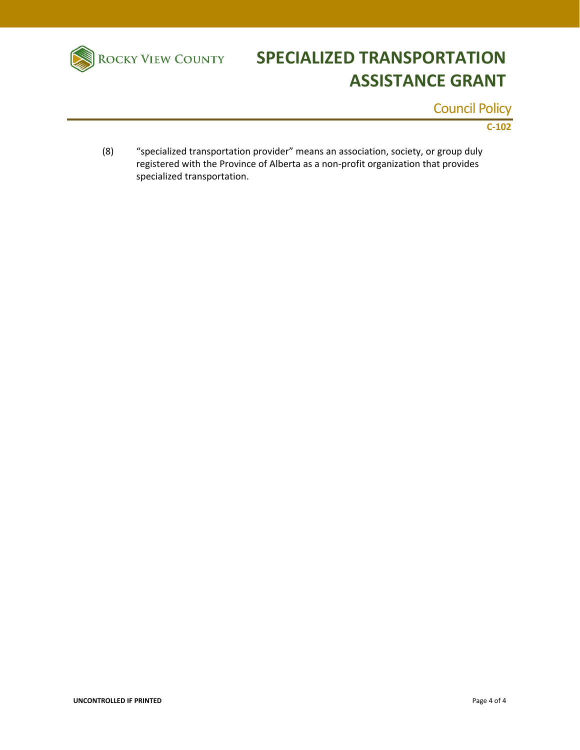(8) "specialized transportation provider" means an association, society, or group duly registered with the Province of Alberta as a non-profit organization that provides specialized transportation.